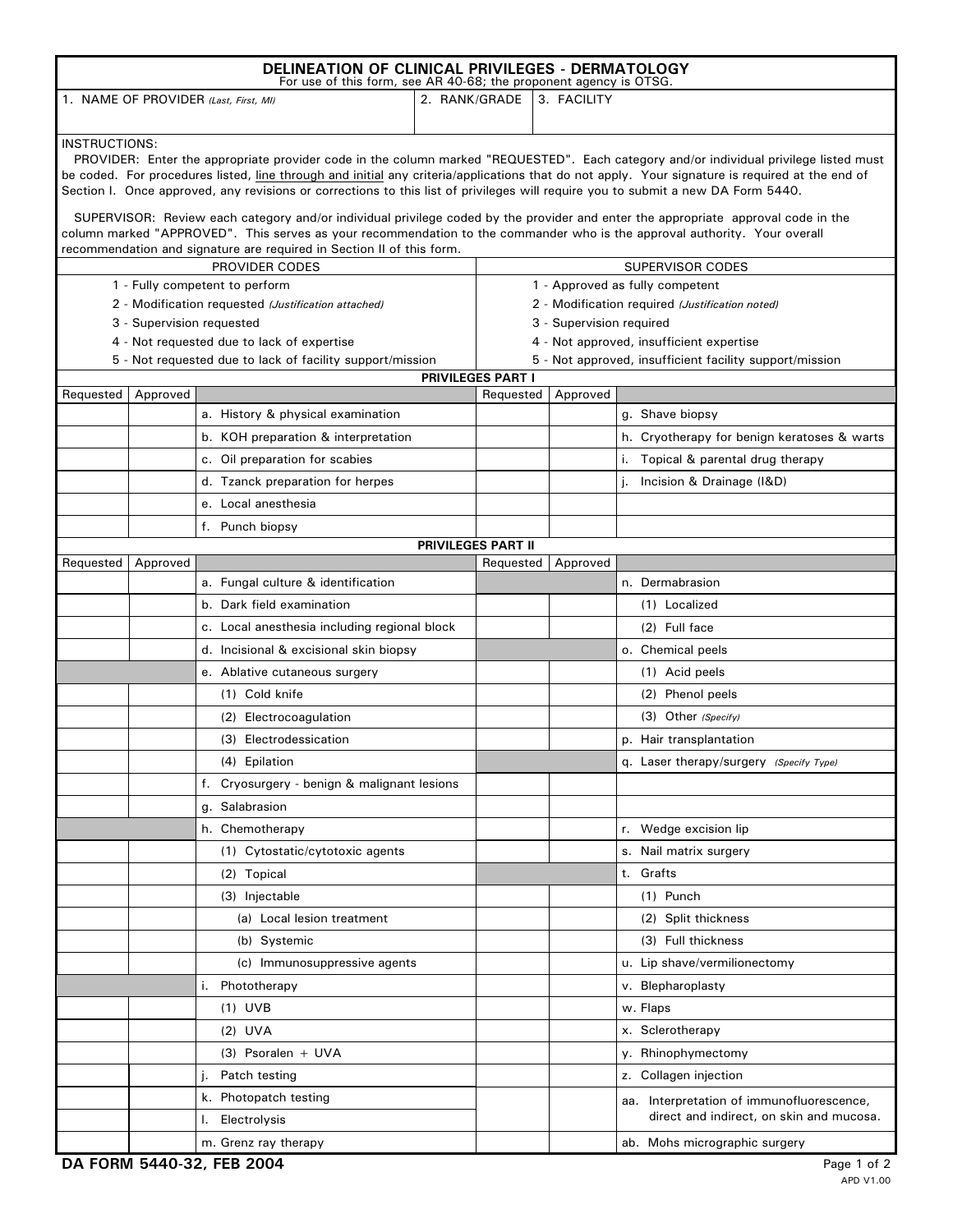# DELINEATION OF CLINICAL PRIVILEGES - DERMATOLOGY

For use of this form, see AR 40-68; the proponent agency is OTSG.

| 1. NAME OF PROVIDER *(Last, First, MI)* | 2. RANK/GRADE | 3. FACILITY |
|---|---|---|
| | | |

INSTRUCTIONS:

PROVIDER: Enter the appropriate provider code in the column marked "REQUESTED". Each category and/or individual privilege listed must be coded. For procedures listed, line through and initial any criteria/applications that do not apply. Your signature is required at the end of Section I. Once approved, any revisions or corrections to this list of privileges will require you to submit a new DA Form 5440.

SUPERVISOR: Review each category and/or individual privilege coded by the provider and enter the appropriate approval code in the column marked "APPROVED". This serves as your recommendation to the commander who is the approval authority. Your overall recommendation and signature are required in Section II of this form.

| PROVIDER CODES | SUPERVISOR CODES |
|---|---|
| 1 - Fully competent to perform | 1 - Approved as fully competent |
| 2 - Modification requested *(Justification attached)* | 2 - Modification required *(Justification noted)* |
| 3 - Supervision requested | 3 - Supervision required |
| 4 - Not requested due to lack of expertise | 4 - Not approved, insufficient expertise |
| 5 - Not requested due to lack of facility support/mission | 5 - Not approved, insufficient facility support/mission |

## PRIVILEGES PART I

| Requested | Approved | | Requested | Approved | |
|---|---|---|---|---|---|
| | | a. History & physical examination | | | g. Shave biopsy |
| | | b. KOH preparation & interpretation | | | h. Cryotherapy for benign keratoses & warts |
| | | c. Oil preparation for scabies | | | i. Topical & parental drug therapy |
| | | d. Tzanck preparation for herpes | | | j. Incision & Drainage (I&D) |
| | | e. Local anesthesia | | | |
| | | f. Punch biopsy | | | |

## PRIVILEGES PART II

| Requested | Approved | | Requested | Approved | |
|---|---|---|---|---|---|
| | | a. Fungal culture & identification | | | n. Dermabrasion |
| | | b. Dark field examination | | | (1) Localized |
| | | c. Local anesthesia including regional block | | | (2) Full face |
| | | d. Incisional & excisional skin biopsy | | | o. Chemical peels |
| | | e. Ablative cutaneous surgery | | | (1) Acid peels |
| | | (1) Cold knife | | | (2) Phenol peels |
| | | (2) Electrocoagulation | | | (3) Other *(Specify)* |
| | | (3) Electrodessication | | | p. Hair transplantation |
| | | (4) Epilation | | | q. Laser therapy/surgery *(Specify Type)* |
| | | f. Cryosurgery - benign & malignant lesions | | | |
| | | g. Salabrasion | | | |
| | | h. Chemotherapy | | | r. Wedge excision lip |
| | | (1) Cytostatic/cytotoxic agents | | | s. Nail matrix surgery |
| | | (2) Topical | | | t. Grafts |
| | | (3) Injectable | | | (1) Punch |
| | | (a) Local lesion treatment | | | (2) Split thickness |
| | | (b) Systemic | | | (3) Full thickness |
| | | (c) Immunosuppressive agents | | | u. Lip shave/vermilionectomy |
| | | i. Phototherapy | | | v. Blepharoplasty |
| | | (1) UVB | | | w. Flaps |
| | | (2) UVA | | | x. Sclerotherapy |
| | | (3) Psoralen + UVA | | | y. Rhinophymectomy |
| | | j. Patch testing | | | z. Collagen injection |
| | | k. Photopatch testing | | | aa. Interpretation of immunofluorescence, direct and indirect, on skin and mucosa. |
| | | l. Electrolysis | | | |
| | | m. Grenz ray therapy | | | ab. Mohs micrographic surgery |

DA FORM 5440-32, FEB 2004

APD V1.00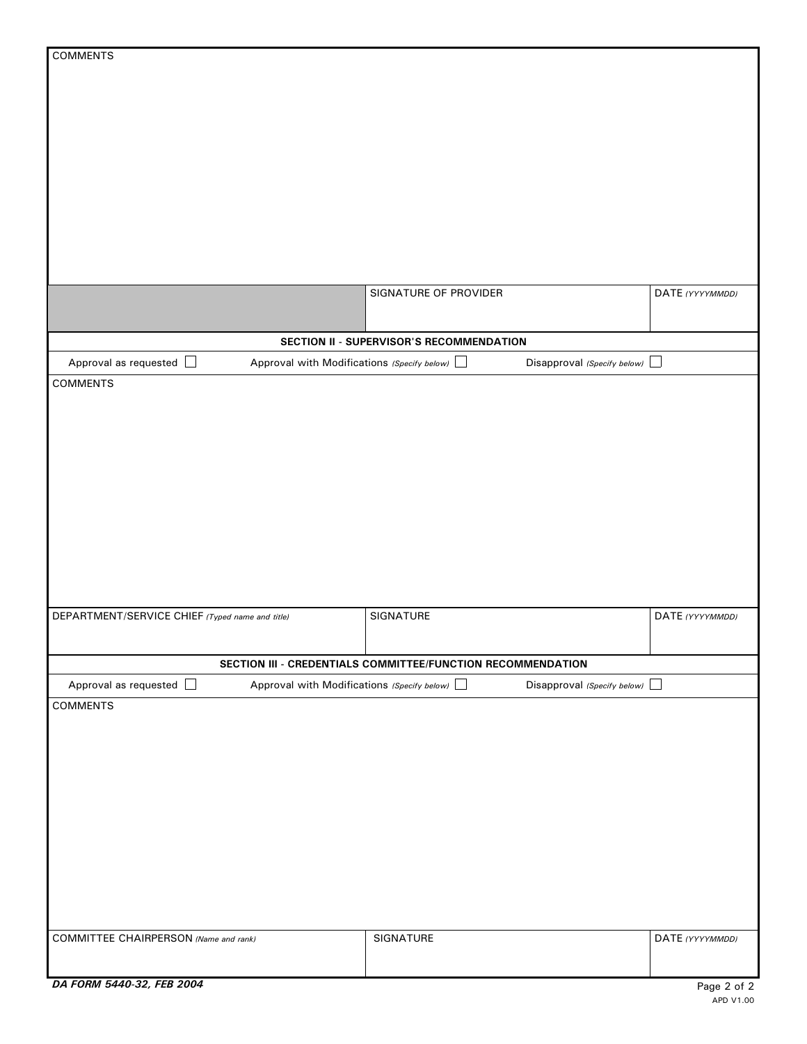COMMENTS

| | SIGNATURE OF PROVIDER | DATE *(YYYYMMDD)* |
|---|---|---|
| | | |

## SECTION II - SUPERVISOR'S RECOMMENDATION

Approval as requested ☐ Approval with Modifications *(Specify below)* ☐ Disapproval *(Specify below)* ☐

COMMENTS

| DEPARTMENT/SERVICE CHIEF *(Typed name and title)* | SIGNATURE | DATE *(YYYYMMDD)* |
|---|---|---|
| | | |

## SECTION III - CREDENTIALS COMMITTEE/FUNCTION RECOMMENDATION

Approval as requested ☐ Approval with Modifications *(Specify below)* ☐ Disapproval *(Specify below)* ☐

COMMENTS

| COMMITTEE CHAIRPERSON *(Name and rank)* | SIGNATURE | DATE *(YYYYMMDD)* |
|---|---|---|
| | | |

**DA FORM 5440-32, FEB 2004**

APD V1.00